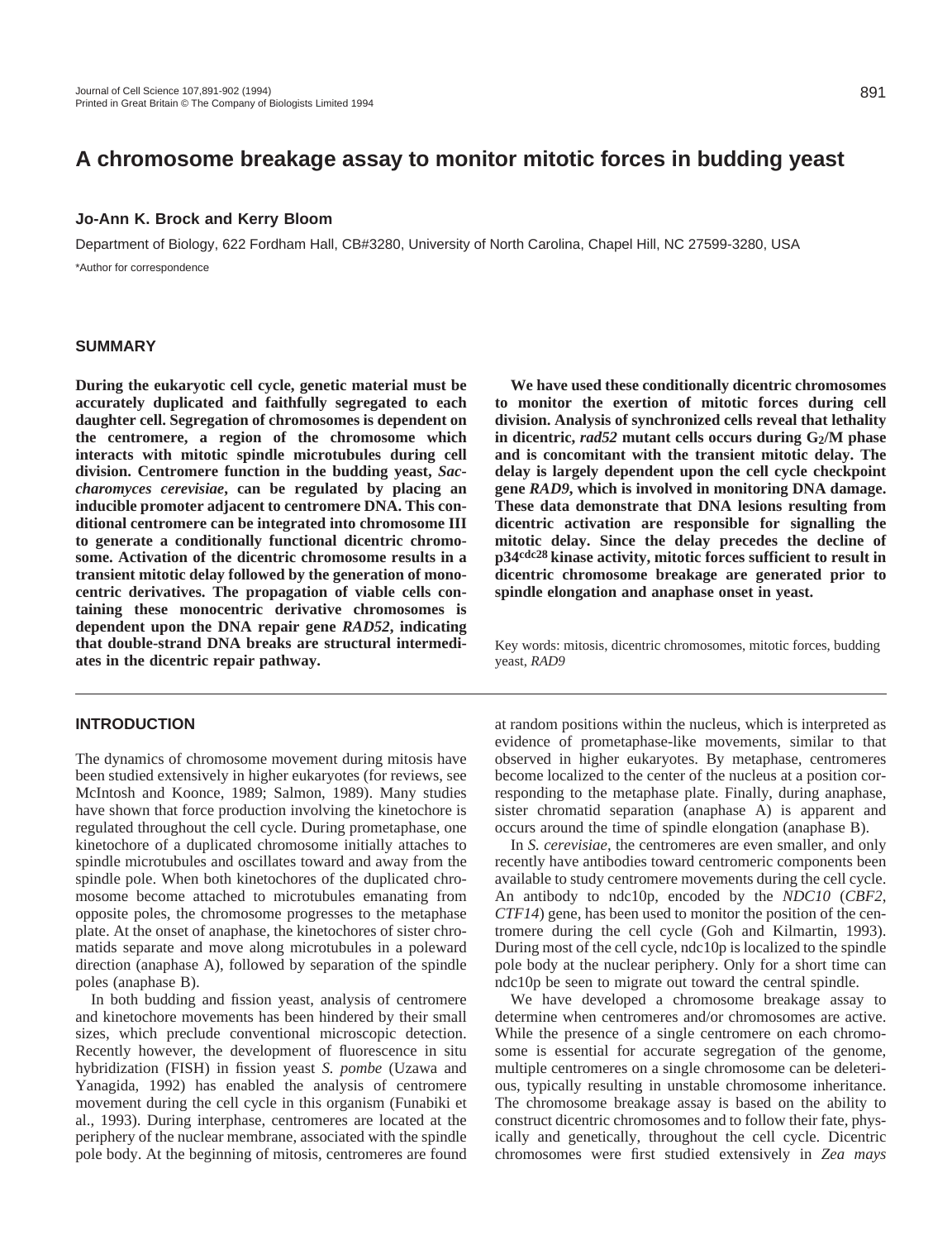# A chromosome breakage assay to monitor mitotic forces in budding yeast

**Jo-Ann K. Brock and Kerry Bloom**

Department of Biology, 622 Fordham Hall, CB#3280, University of North Carolina, Chapel Hill, NC 27599-3280, USA

*Author for correspondence

## SUMMARY

**During the eukaryotic cell cycle, genetic material must be accurately duplicated and faithfully segregated to each daughter cell. Segregation of chromosomes is dependent on the centromere, a region of the chromosome which interacts with mitotic spindle microtubules during cell division. Centromere function in the budding yeast, *Saccharomyces cerevisiae*, can be regulated by placing an inducible promoter adjacent to centromere DNA. This conditional centromere can be integrated into chromosome III to generate a conditionally functional dicentric chromosome. Activation of the dicentric chromosome results in a transient mitotic delay followed by the generation of monocentric derivatives. The propagation of viable cells containing these monocentric derivative chromosomes is dependent upon the DNA repair gene *RAD52*, indicating that double-strand DNA breaks are structural intermediates in the dicentric repair pathway.**

**We have used these conditionally dicentric chromosomes to monitor the exertion of mitotic forces during cell division. Analysis of synchronized cells reveal that lethality in dicentric, *rad52* mutant cells occurs during $G_2$/M phase and is concomitant with the transient mitotic delay. The delay is largely dependent upon the cell cycle checkpoint gene *RAD9*, which is involved in monitoring DNA damage. These data demonstrate that DNA lesions resulting from dicentric activation are responsible for signalling the mitotic delay. Since the delay precedes the decline of $p34^{cdc28}$ kinase activity, mitotic forces sufficient to result in dicentric chromosome breakage are generated prior to spindle elongation and anaphase onset in yeast.**

Key words: mitosis, dicentric chromosomes, mitotic forces, budding yeast, *RAD9*

## INTRODUCTION

The dynamics of chromosome movement during mitosis have been studied extensively in higher eukaryotes (for reviews, see McIntosh and Koonce, 1989; Salmon, 1989). Many studies have shown that force production involving the kinetochore is regulated throughout the cell cycle. During prometaphase, one kinetochore of a duplicated chromosome initially attaches to spindle microtubules and oscillates toward and away from the spindle pole. When both kinetochores of the duplicated chromosome become attached to microtubules emanating from opposite poles, the chromosome progresses to the metaphase plate. At the onset of anaphase, the kinetochores of sister chromatids separate and move along microtubules in a poleward direction (anaphase A), followed by separation of the spindle poles (anaphase B).

In both budding and fission yeast, analysis of centromere and kinetochore movements has been hindered by their small sizes, which preclude conventional microscopic detection. Recently however, the development of fluorescence in situ hybridization (FISH) in fission yeast *S. pombe* (Uzawa and Yanagida, 1992) has enabled the analysis of centromere movement during the cell cycle in this organism (Funabiki et al., 1993). During interphase, centromeres are located at the periphery of the nuclear membrane, associated with the spindle pole body. At the beginning of mitosis, centromeres are found at random positions within the nucleus, which is interpreted as evidence of prometaphase-like movements, similar to that observed in higher eukaryotes. By metaphase, centromeres become localized to the center of the nucleus at a position corresponding to the metaphase plate. Finally, during anaphase, sister chromatid separation (anaphase A) is apparent and occurs around the time of spindle elongation (anaphase B).

In *S. cerevisiae*, the centromeres are even smaller, and only recently have antibodies toward centromeric components been available to study centromere movements during the cell cycle. An antibody to ndc10p, encoded by the *NDC10* (*CBF2*, *CTF14*) gene, has been used to monitor the position of the centromere during the cell cycle (Goh and Kilmartin, 1993). During most of the cell cycle, ndc10p is localized to the spindle pole body at the nuclear periphery. Only for a short time can ndc10p be seen to migrate out toward the central spindle.

We have developed a chromosome breakage assay to determine when centromeres and/or chromosomes are active. While the presence of a single centromere on each chromosome is essential for accurate segregation of the genome, multiple centromeres on a single chromosome can be deleterious, typically resulting in unstable chromosome inheritance. The chromosome breakage assay is based on the ability to construct dicentric chromosomes and to follow their fate, physically and genetically, throughout the cell cycle. Dicentric chromosomes were first studied extensively in *Zea mays*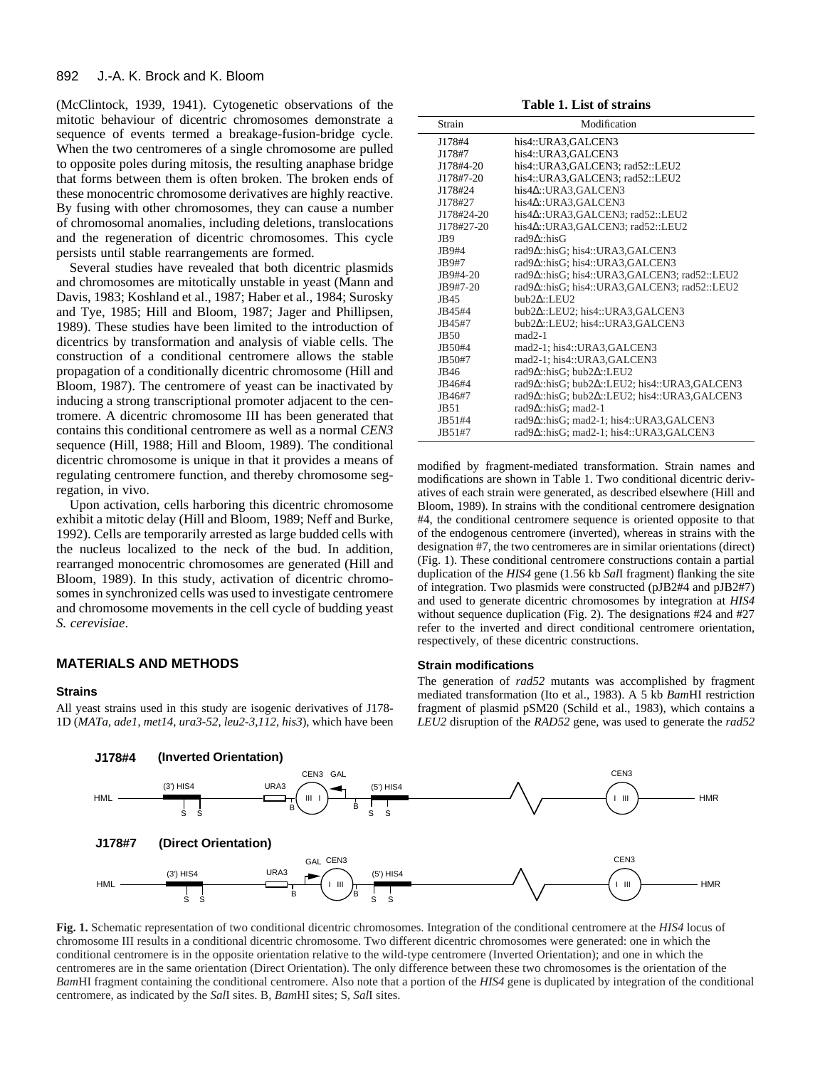(McClintock, 1939, 1941). Cytogenetic observations of the mitotic behaviour of dicentric chromosomes demonstrate a sequence of events termed a breakage-fusion-bridge cycle. When the two centromeres of a single chromosome are pulled to opposite poles during mitosis, the resulting anaphase bridge that forms between them is often broken. The broken ends of these monocentric chromosome derivatives are highly reactive. By fusing with other chromosomes, they can cause a number of chromosomal anomalies, including deletions, translocations and the regeneration of dicentric chromosomes. This cycle persists until stable rearrangements are formed.

Several studies have revealed that both dicentric plasmids and chromosomes are mitotically unstable in yeast (Mann and Davis, 1983; Koshland et al., 1987; Haber et al., 1984; Surosky and Tye, 1985; Hill and Bloom, 1987; Jager and Phillipsen, 1989). These studies have been limited to the introduction of dicentrics by transformation and analysis of viable cells. The construction of a conditional centromere allows the stable propagation of a conditionally dicentric chromosome (Hill and Bloom, 1987). The centromere of yeast can be inactivated by inducing a strong transcriptional promoter adjacent to the centromere. A dicentric chromosome III has been generated that contains this conditional centromere as well as a normal *CEN3* sequence (Hill, 1988; Hill and Bloom, 1989). The conditional dicentric chromosome is unique in that it provides a means of regulating centromere function, and thereby chromosome segregation, in vivo.

Upon activation, cells harboring this dicentric chromosome exhibit a mitotic delay (Hill and Bloom, 1989; Neff and Burke, 1992). Cells are temporarily arrested as large budded cells with the nucleus localized to the neck of the bud. In addition, rearranged monocentric chromosomes are generated (Hill and Bloom, 1989). In this study, activation of dicentric chromosomes in synchronized cells was used to investigate centromere and chromosome movements in the cell cycle of budding yeast *S. cerevisiae*.

## MATERIALS AND METHODS

### Strains

All yeast strains used in this study are isogenic derivatives of J178-1D (*MATa*, *ade1*, *met14*, *ura3-52*, *leu2-3,112*, *his3*), which have been modified by fragment-mediated transformation. Strain names and modifications are shown in Table 1. Two conditional dicentric derivatives of each strain were generated, as described elsewhere (Hill and Bloom, 1989). In strains with the conditional centromere designation #4, the conditional centromere sequence is oriented opposite to that of the endogenous centromere (inverted), whereas in strains with the designation #7, the two centromeres are in similar orientations (direct) (Fig. 1). These conditional centromere constructions contain a partial duplication of the *HIS4* gene (1.56 kb *Sal*I fragment) flanking the site of integration. Two plasmids were constructed (pJB2#4 and pJB2#7) and used to generate dicentric chromosomes by integration at *HIS4* without sequence duplication (Fig. 2). The designations #24 and #27 refer to the inverted and direct conditional centromere orientation, respectively, of these dicentric constructions.

**Table 1. List of strains**

| Strain | Modification |
|---|---|
| J178#4 | his4::URA3,GALCEN3 |
| J178#7 | his4::URA3,GALCEN3 |
| J178#4-20 | his4::URA3,GALCEN3; rad52::LEU2 |
| J178#7-20 | his4::URA3,GALCEN3; rad52::LEU2 |
| J178#24 | his4Δ::URA3,GALCEN3 |
| J178#27 | his4Δ::URA3,GALCEN3 |
| J178#24-20 | his4Δ::URA3,GALCEN3; rad52::LEU2 |
| J178#27-20 | his4Δ::URA3,GALCEN3; rad52::LEU2 |
| JB9 | rad9Δ::hisG |
| JB9#4 | rad9Δ::hisG; his4::URA3,GALCEN3 |
| JB9#7 | rad9Δ::hisG; his4::URA3,GALCEN3 |
| JB9#4-20 | rad9Δ::hisG; his4::URA3,GALCEN3; rad52::LEU2 |
| JB9#7-20 | rad9Δ::hisG; his4::URA3,GALCEN3; rad52::LEU2 |
| JB45 | bub2Δ::LEU2 |
| JB45#4 | bub2Δ::LEU2; his4::URA3,GALCEN3 |
| JB45#7 | bub2Δ::LEU2; his4::URA3,GALCEN3 |
| JB50 | mad2-1 |
| JB50#4 | mad2-1; his4::URA3,GALCEN3 |
| JB50#7 | mad2-1; his4::URA3,GALCEN3 |
| JB46 | rad9Δ::hisG; bub2Δ::LEU2 |
| JB46#4 | rad9Δ::hisG; bub2Δ::LEU2; his4::URA3,GALCEN3 |
| JB46#7 | rad9Δ::hisG; bub2Δ::LEU2; his4::URA3,GALCEN3 |
| JB51 | rad9Δ::hisG; mad2-1 |
| JB51#4 | rad9Δ::hisG; mad2-1; his4::URA3,GALCEN3 |
| JB51#7 | rad9Δ::hisG; mad2-1; his4::URA3,GALCEN3 |

### Strain modifications

The generation of *rad52* mutants was accomplished by fragment mediated transformation (Ito et al., 1983). A 5 kb *Bam*HI restriction fragment of plasmid pSM20 (Schild et al., 1983), which contains a *LEU2* disruption of the *RAD52* gene, was used to generate the *rad52*

J178#4 (Inverted Orientation)

HML (3') HIS4 S S URA3 B CEN3 GAL III I B (5') HIS4 S S CEN3 I III HMR

J178#7 (Direct Orientation)

HML (3') HIS4 S S URA3 B GAL CEN3 I III B (5') HIS4 S S CEN3 I III HMR

**Fig. 1.** Schematic representation of two conditional dicentric chromosomes. Integration of the conditional centromere at the *HIS4* locus of chromosome III results in a conditional dicentric chromosome. Two different dicentric chromosomes were generated: one in which the conditional centromere is in the opposite orientation relative to the wild-type centromere (Inverted Orientation); and one in which the centromeres are in the same orientation (Direct Orientation). The only difference between these two chromosomes is the orientation of the *Bam*HI fragment containing the conditional centromere. Also note that a portion of the *HIS4* gene is duplicated by integration of the conditional centromere, as indicated by the *Sal*I sites. B, *Bam*HI sites; S, *Sal*I sites.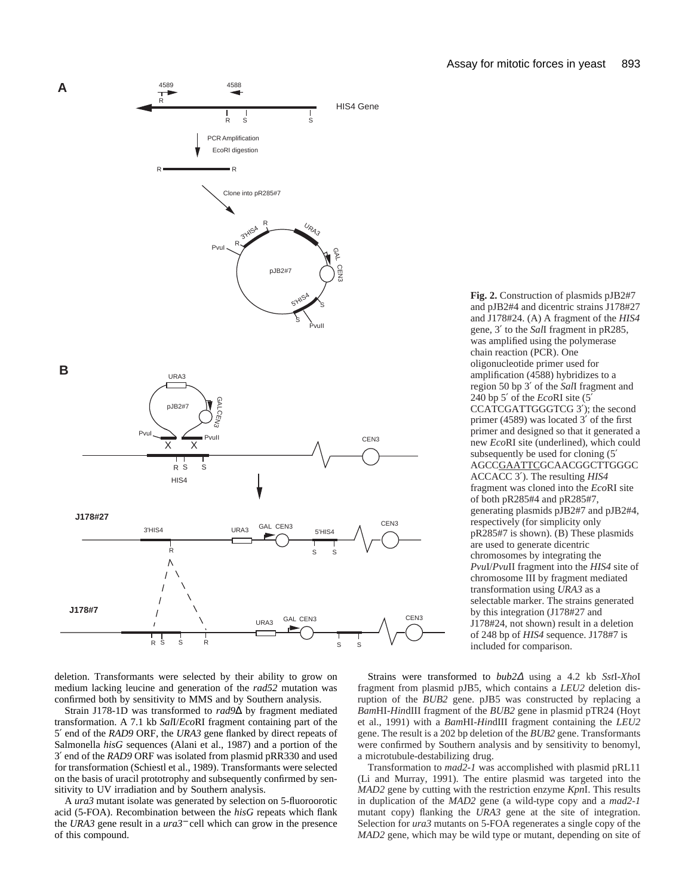A

4589

R

4588

HIS4 Gene

R S S

PCR Amplification

EcoRI digestion

R R

Clone into pR285#7

3'HIS4 R URA3

PvuI R

GAL

pJB2#7 CEN3

5'HIS4 S

S PvuII

B

URA3

pJB2#7

GAL CEN3

PvuI PvuII

X X

CEN3

R S S

HIS4

J178#27

3'HIS4 URA3 GAL CEN3 5'HIS4 CEN3

R S S

J178#7

URA3 GAL CEN3 CEN3

R S S R S S

**Fig. 2.** Construction of plasmids pJB2#7 and pJB2#4 and dicentric strains J178#27 and J178#24. (A) A fragment of the *HIS4* gene, 3′ to the *Sal*I fragment in pR285, was amplified using the polymerase chain reaction (PCR). One oligonucleotide primer used for amplification (4588) hybridizes to a region 50 bp 3′ of the *Sal*I fragment and 240 bp 5′ of the *Eco*RI site (5′ CCATCGATTGGGTCG 3′); the second primer (4589) was located 3′ of the first primer and designed so that it generated a new *Eco*RI site (underlined), which could subsequently be used for cloning (5′ AGCC<u>GAATTC</u>GCAACGGCTTGGGC ACCACC 3′). The resulting *HIS4* fragment was cloned into the *Eco*RI site of both pR285#4 and pR285#7, generating plasmids pJB2#7 and pJB2#4, respectively (for simplicity only pR285#7 is shown). (B) These plasmids are used to generate dicentric chromosomes by integrating the *Pvu*I/*Pvu*II fragment into the *HIS4* site of chromosome III by fragment mediated transformation using *URA3* as a selectable marker. The strains generated by this integration (J178#27 and J178#24, not shown) result in a deletion of 248 bp of *HIS4* sequence. J178#7 is included for comparison.

deletion. Transformants were selected by their ability to grow on medium lacking leucine and generation of the *rad52* mutation was confirmed both by sensitivity to MMS and by Southern analysis.

Strain J178-1D was transformed to *rad9*Δ by fragment mediated transformation. A 7.1 kb *Sal*I/*Eco*RI fragment containing part of the 5′ end of the *RAD9* ORF, the *URA3* gene flanked by direct repeats of Salmonella *hisG* sequences (Alani et al., 1987) and a portion of the 3′ end of the *RAD9* ORF was isolated from plasmid pRR330 and used for transformation (Schiestl et al., 1989). Transformants were selected on the basis of uracil prototrophy and subsequently confirmed by sensitivity to UV irradiation and by Southern analysis.

A *ura3* mutant isolate was generated by selection on 5-fluoroorotic acid (5-FOA). Recombination between the *hisG* repeats which flank the *URA3* gene result in a *ura3*$^-$ cell which can grow in the presence of this compound.

Strains were transformed to *bub2*Δ using a 4.2 kb *Sst*I-*Xho*I fragment from plasmid pJB5, which contains a *LEU2* deletion disruption of the *BUB2* gene. pJB5 was constructed by replacing a *Bam*HI-*Hin*dIII fragment of the *BUB2* gene in plasmid pTR24 (Hoyt et al., 1991) with a *Bam*HI-*Hin*dIII fragment containing the *LEU2* gene. The result is a 202 bp deletion of the *BUB2* gene. Transformants were confirmed by Southern analysis and by sensitivity to benomyl, a microtubule-destabilizing drug.

Transformation to *mad2-1* was accomplished with plasmid pRL11 (Li and Murray, 1991). The entire plasmid was targeted into the *MAD2* gene by cutting with the restriction enzyme *Kpn*I. This results in duplication of the *MAD2* gene (a wild-type copy and a *mad2-1* mutant copy) flanking the *URA3* gene at the site of integration. Selection for *ura3* mutants on 5-FOA regenerates a single copy of the *MAD2* gene, which may be wild type or mutant, depending on site of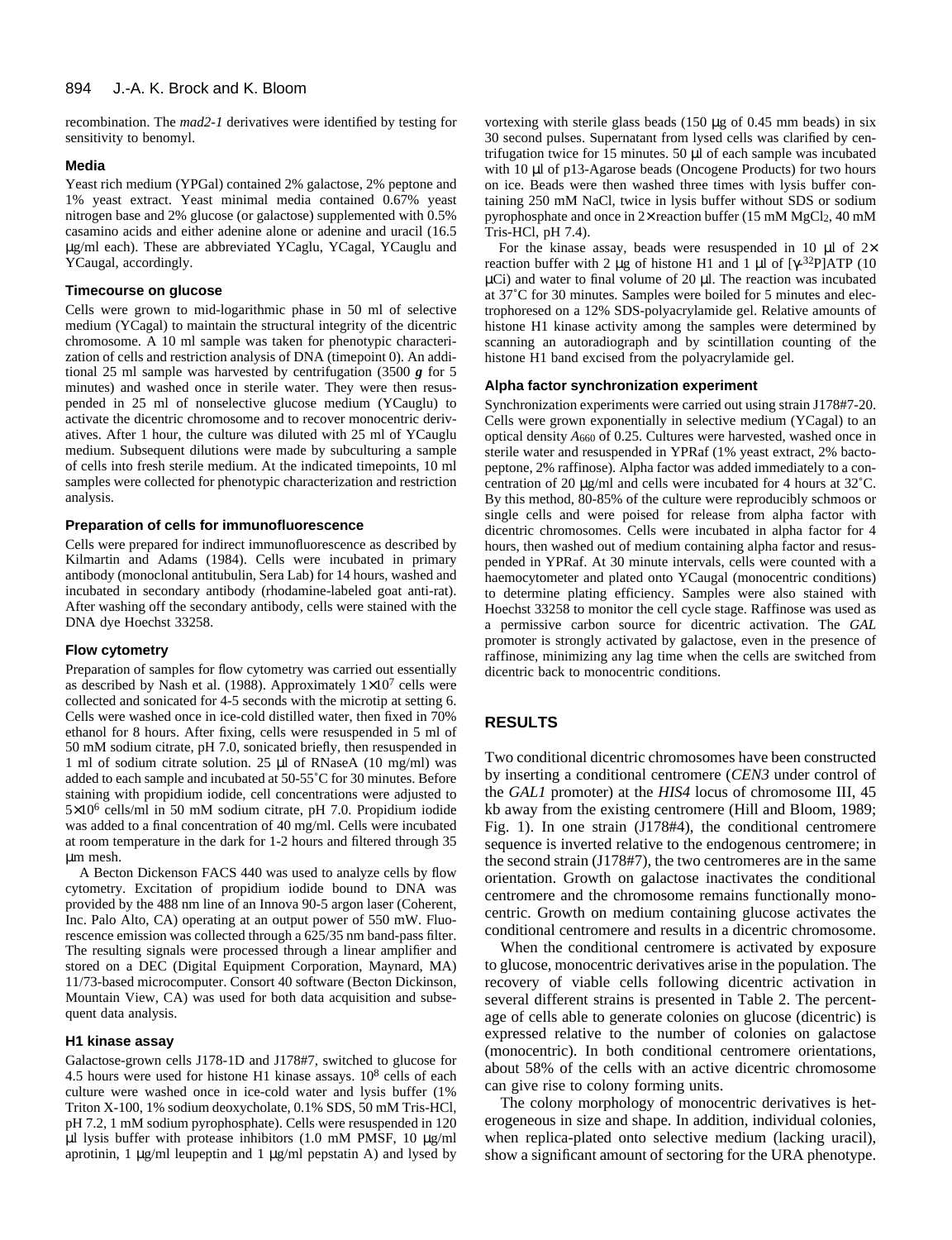recombination. The *mad2-1* derivatives were identified by testing for sensitivity to benomyl.

### Media

Yeast rich medium (YPGal) contained 2% galactose, 2% peptone and 1% yeast extract. Yeast minimal media contained 0.67% yeast nitrogen base and 2% glucose (or galactose) supplemented with 0.5% casamino acids and either adenine alone or adenine and uracil (16.5 μg/ml each). These are abbreviated YCaglu, YCagal, YCauglu and YCaugal, accordingly.

### Timecourse on glucose

Cells were grown to mid-logarithmic phase in 50 ml of selective medium (YCagal) to maintain the structural integrity of the dicentric chromosome. A 10 ml sample was taken for phenotypic characterization of cells and restriction analysis of DNA (timepoint 0). An additional 25 ml sample was harvested by centrifugation (3500 ***g*** for 5 minutes) and washed once in sterile water. They were then resuspended in 25 ml of nonselective glucose medium (YCauglu) to activate the dicentric chromosome and to recover monocentric derivatives. After 1 hour, the culture was diluted with 25 ml of YCauglu medium. Subsequent dilutions were made by subculturing a sample of cells into fresh sterile medium. At the indicated timepoints, 10 ml samples were collected for phenotypic characterization and restriction analysis.

### Preparation of cells for immunofluorescence

Cells were prepared for indirect immunofluorescence as described by Kilmartin and Adams (1984). Cells were incubated in primary antibody (monoclonal antitubulin, Sera Lab) for 14 hours, washed and incubated in secondary antibody (rhodamine-labeled goat anti-rat). After washing off the secondary antibody, cells were stained with the DNA dye Hoechst 33258.

### Flow cytometry

Preparation of samples for flow cytometry was carried out essentially as described by Nash et al. (1988). Approximately $1\times10^7$ cells were collected and sonicated for 4-5 seconds with the microtip at setting 6. Cells were washed once in ice-cold distilled water, then fixed in 70% ethanol for 8 hours. After fixing, cells were resuspended in 5 ml of 50 mM sodium citrate, pH 7.0, sonicated briefly, then resuspended in 1 ml of sodium citrate solution. 25 μl of RNaseA (10 mg/ml) was added to each sample and incubated at 50-55˚C for 30 minutes. Before staining with propidium iodide, cell concentrations were adjusted to $5\times10^6$ cells/ml in 50 mM sodium citrate, pH 7.0. Propidium iodide was added to a final concentration of 40 mg/ml. Cells were incubated at room temperature in the dark for 1-2 hours and filtered through 35 μm mesh.

A Becton Dickenson FACS 440 was used to analyze cells by flow cytometry. Excitation of propidium iodide bound to DNA was provided by the 488 nm line of an Innova 90-5 argon laser (Coherent, Inc. Palo Alto, CA) operating at an output power of 550 mW. Fluorescence emission was collected through a 625/35 nm band-pass filter. The resulting signals were processed through a linear amplifier and stored on a DEC (Digital Equipment Corporation, Maynard, MA) 11/73-based microcomputer. Consort 40 software (Becton Dickinson, Mountain View, CA) was used for both data acquisition and subsequent data analysis.

### H1 kinase assay

Galactose-grown cells J178-1D and J178#7, switched to glucose for 4.5 hours were used for histone H1 kinase assays. $10^8$ cells of each culture were washed once in ice-cold water and lysis buffer (1% Triton X-100, 1% sodium deoxycholate, 0.1% SDS, 50 mM Tris-HCl, pH 7.2, 1 mM sodium pyrophosphate). Cells were resuspended in 120 μl lysis buffer with protease inhibitors (1.0 mM PMSF, 10 μg/ml aprotinin, 1 μg/ml leupeptin and 1 μg/ml pepstatin A) and lysed by vortexing with sterile glass beads (150 μg of 0.45 mm beads) in six 30 second pulses. Supernatant from lysed cells was clarified by centrifugation twice for 15 minutes. 50 μl of each sample was incubated with 10 μl of p13-Agarose beads (Oncogene Products) for two hours on ice. Beads were then washed three times with lysis buffer containing 250 mM NaCl, twice in lysis buffer without SDS or sodium pyrophosphate and once in 2× reaction buffer (15 mM $MgCl_2$, 40 mM Tris-HCl, pH 7.4).

For the kinase assay, beads were resuspended in 10 μl of 2× reaction buffer with 2 μg of histone H1 and 1 μl of [γ-$^{32}$P]ATP (10 μCi) and water to final volume of 20 μl. The reaction was incubated at 37˚C for 30 minutes. Samples were boiled for 5 minutes and electrophoresed on a 12% SDS-polyacrylamide gel. Relative amounts of histone H1 kinase activity among the samples were determined by scanning an autoradiograph and by scintillation counting of the histone H1 band excised from the polyacrylamide gel.

### Alpha factor synchronization experiment

Synchronization experiments were carried out using strain J178#7-20. Cells were grown exponentially in selective medium (YCagal) to an optical density $A_{660}$ of 0.25. Cultures were harvested, washed once in sterile water and resuspended in YPRaf (1% yeast extract, 2% bactopeptone, 2% raffinose). Alpha factor was added immediately to a concentration of 20 μg/ml and cells were incubated for 4 hours at 32˚C. By this method, 80-85% of the culture were reproducibly schmoos or single cells and were poised for release from alpha factor with dicentric chromosomes. Cells were incubated in alpha factor for 4 hours, then washed out of medium containing alpha factor and resuspended in YPRaf. At 30 minute intervals, cells were counted with a haemocytometer and plated onto YCaugal (monocentric conditions) to determine plating efficiency. Samples were also stained with Hoechst 33258 to monitor the cell cycle stage. Raffinose was used as a permissive carbon source for dicentric activation. The *GAL* promoter is strongly activated by galactose, even in the presence of raffinose, minimizing any lag time when the cells are switched from dicentric back to monocentric conditions.

## RESULTS

Two conditional dicentric chromosomes have been constructed by inserting a conditional centromere (*CEN3* under control of the *GAL1* promoter) at the *HIS4* locus of chromosome III, 45 kb away from the existing centromere (Hill and Bloom, 1989; Fig. 1). In one strain (J178#4), the conditional centromere sequence is inverted relative to the endogenous centromere; in the second strain (J178#7), the two centromeres are in the same orientation. Growth on galactose inactivates the conditional centromere and the chromosome remains functionally monocentric. Growth on medium containing glucose activates the conditional centromere and results in a dicentric chromosome.

When the conditional centromere is activated by exposure to glucose, monocentric derivatives arise in the population. The recovery of viable cells following dicentric activation in several different strains is presented in Table 2. The percentage of cells able to generate colonies on glucose (dicentric) is expressed relative to the number of colonies on galactose (monocentric). In both conditional centromere orientations, about 58% of the cells with an active dicentric chromosome can give rise to colony forming units.

The colony morphology of monocentric derivatives is heterogeneous in size and shape. In addition, individual colonies, when replica-plated onto selective medium (lacking uracil), show a significant amount of sectoring for the URA phenotype.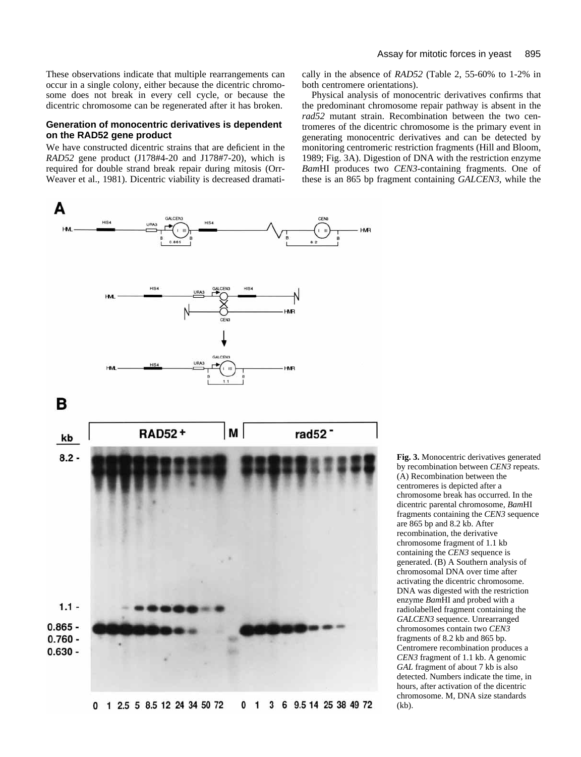These observations indicate that multiple rearrangements can occur in a single colony, either because the dicentric chromosome does not break in every cell cycle, or because the dicentric chromosome can be regenerated after it has broken.

### Generation of monocentric derivatives is dependent on the RAD52 gene product

We have constructed dicentric strains that are deficient in the *RAD52* gene product (J178#4-20 and J178#7-20), which is required for double strand break repair during mitosis (Orr-Weaver et al., 1981). Dicentric viability is decreased dramatically in the absence of *RAD52* (Table 2, 55-60% to 1-2% in both centromere orientations).

Physical analysis of monocentric derivatives confirms that the predominant chromosome repair pathway is absent in the *rad52* mutant strain. Recombination between the two centromeres of the dicentric chromosome is the primary event in generating monocentric derivatives and can be detected by monitoring centromeric restriction fragments (Hill and Bloom, 1989; Fig. 3A). Digestion of DNA with the restriction enzyme *Bam*HI produces two *CEN3*-containing fragments. One of these is an 865 bp fragment containing *GALCEN3*, while the

A

HML HIS4 URA3 GALCEN3 HIS4 CEN3 HMR
B B 0.865 B B 8.2

HML HIS4 URA3 GALCEN3 HIS4
CEN3 HMR

HML HIS4 URA3 GALCEN3 HMR
B B 1.1

B

kb RAD52+ M rad52-

8.2 -
1.1 -
0.865 -
0.760 -
0.630 -

0 1 2.5 5 8.5 12 24 34 50 72 0 1 3 6 9.5 14 25 38 49 72

**Fig. 3.** Monocentric derivatives generated by recombination between *CEN3* repeats. (A) Recombination between the centromeres is depicted after a chromosome break has occurred. In the dicentric parental chromosome, *Bam*HI fragments containing the *CEN3* sequence are 865 bp and 8.2 kb. After recombination, the derivative chromosome fragment of 1.1 kb containing the *CEN3* sequence is generated. (B) A Southern analysis of chromosomal DNA over time after activating the dicentric chromosome. DNA was digested with the restriction enzyme *Bam*HI and probed with a radiolabelled fragment containing the *GALCEN3* sequence. Unrearranged chromosomes contain two *CEN3* fragments of 8.2 kb and 865 bp. Centromere recombination produces a *CEN3* fragment of 1.1 kb. A genomic *GAL* fragment of about 7 kb is also detected. Numbers indicate the time, in hours, after activation of the dicentric chromosome. M, DNA size standards (kb).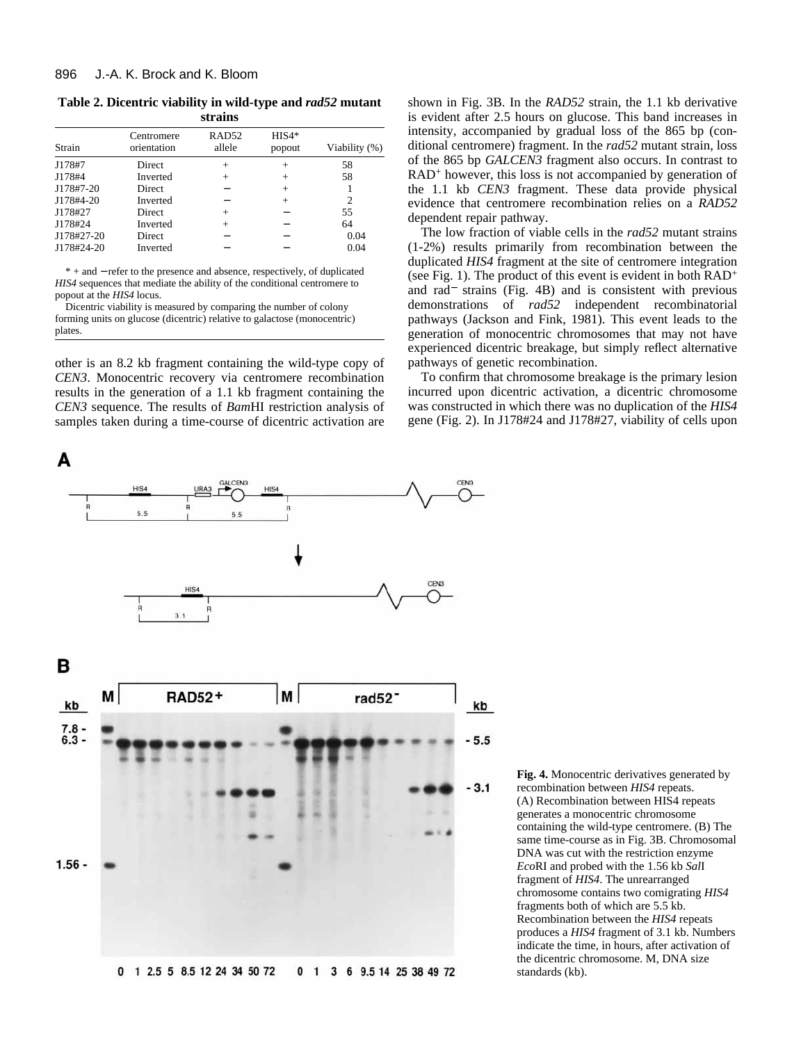**Table 2. Dicentric viability in wild-type and *rad52* mutant strains**

| Strain | Centromere orientation | RAD52 allele | HIS4* popout | Viability (%) |
|---|---|---|---|---|
| J178#7 | Direct | + | + | 58 |
| J178#4 | Inverted | + | + | 58 |
| J178#7-20 | Direct | − | + | 1 |
| J178#4-20 | Inverted | − | + | 2 |
| J178#27 | Direct | + | − | 55 |
| J178#24 | Inverted | + | − | 64 |
| J178#27-20 | Direct | − | − | 0.04 |
| J178#24-20 | Inverted | − | − | 0.04 |

\* + and − refer to the presence and absence, respectively, of duplicated *HIS4* sequences that mediate the ability of the conditional centromere to popout at the *HIS4* locus.

Dicentric viability is measured by comparing the number of colony forming units on glucose (dicentric) relative to galactose (monocentric) plates.

other is an 8.2 kb fragment containing the wild-type copy of *CEN3*. Monocentric recovery via centromere recombination results in the generation of a 1.1 kb fragment containing the *CEN3* sequence. The results of *Bam*HI restriction analysis of samples taken during a time-course of dicentric activation are shown in Fig. 3B. In the *RAD52* strain, the 1.1 kb derivative is evident after 2.5 hours on glucose. This band increases in intensity, accompanied by gradual loss of the 865 bp (conditional centromere) fragment. In the *rad52* mutant strain, loss of the 865 bp *GALCEN3* fragment also occurs. In contrast to RAD$^+$ however, this loss is not accompanied by generation of the 1.1 kb *CEN3* fragment. These data provide physical evidence that centromere recombination relies on a *RAD52* dependent repair pathway.

The low fraction of viable cells in the *rad52* mutant strains (1-2%) results primarily from recombination between the duplicated *HIS4* fragment at the site of centromere integration (see Fig. 1). The product of this event is evident in both RAD$^+$ and rad$^-$ strains (Fig. 4B) and is consistent with previous demonstrations of *rad52* independent recombinatorial pathways (Jackson and Fink, 1981). This event leads to the generation of monocentric chromosomes that may not have experienced dicentric breakage, but simply reflect alternative pathways of genetic recombination.

To confirm that chromosome breakage is the primary lesion incurred upon dicentric activation, a dicentric chromosome was constructed in which there was no duplication of the *HIS4* gene (Fig. 2). In J178#24 and J178#27, viability of cells upon

A

HIS4
URA3
GALCEN3
HIS4
CEN3
R
R
R
5.5
5.5
HIS4
CEN3
R
R
3.1

B

M
RAD52$^+$
M
rad52$^-$
kb
7.8 -
6.3 -
1.56 -
kb
- 5.5
- 3.1
0 1 2.5 5 8.5 12 24 34 50 72
0 1 3 6 9.5 14 25 38 49 72

**Fig. 4.** Monocentric derivatives generated by recombination between *HIS4* repeats. (A) Recombination between HIS4 repeats generates a monocentric chromosome containing the wild-type centromere. (B) The same time-course as in Fig. 3B. Chromosomal DNA was cut with the restriction enzyme *Eco*RI and probed with the 1.56 kb *Sal*I fragment of *HIS4*. The unrearranged chromosome contains two comigrating *HIS4* fragments both of which are 5.5 kb. Recombination between the *HIS4* repeats produces a *HIS4* fragment of 3.1 kb. Numbers indicate the time, in hours, after activation of the dicentric chromosome. M, DNA size standards (kb).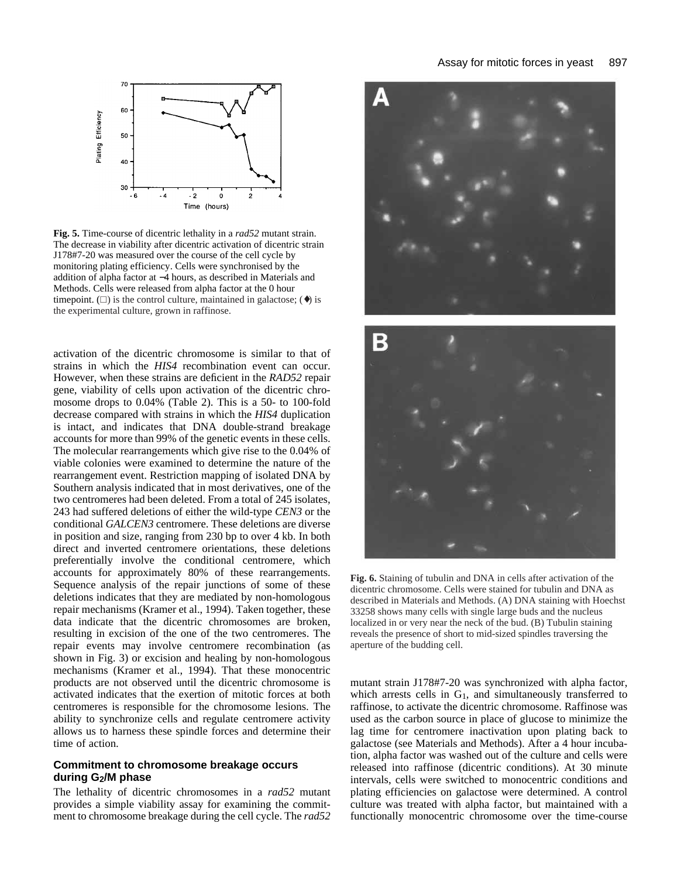Plating Efficiency

70
60
50
40
30

-6 -4 -2 0 2 4

Time (hours)

**Fig. 5.** Time-course of dicentric lethality in a *rad52* mutant strain. The decrease in viability after dicentric activation of dicentric strain J178#7-20 was measured over the course of the cell cycle by monitoring plating efficiency. Cells were synchronised by the addition of alpha factor at −4 hours, as described in Materials and Methods. Cells were released from alpha factor at the 0 hour timepoint. (□) is the control culture, maintained in galactose; (♦) is the experimental culture, grown in raffinose.

activation of the dicentric chromosome is similar to that of strains in which the *HIS4* recombination event can occur. However, when these strains are deficient in the *RAD52* repair gene, viability of cells upon activation of the dicentric chromosome drops to 0.04% (Table 2). This is a 50- to 100-fold decrease compared with strains in which the *HIS4* duplication is intact, and indicates that DNA double-strand breakage accounts for more than 99% of the genetic events in these cells. The molecular rearrangements which give rise to the 0.04% of viable colonies were examined to determine the nature of the rearrangement event. Restriction mapping of isolated DNA by Southern analysis indicated that in most derivatives, one of the two centromeres had been deleted. From a total of 245 isolates, 243 had suffered deletions of either the wild-type *CEN3* or the conditional *GALCEN3* centromere. These deletions are diverse in position and size, ranging from 230 bp to over 4 kb. In both direct and inverted centromere orientations, these deletions preferentially involve the conditional centromere, which accounts for approximately 80% of these rearrangements. Sequence analysis of the repair junctions of some of these deletions indicates that they are mediated by non-homologous repair mechanisms (Kramer et al., 1994). Taken together, these data indicate that the dicentric chromosomes are broken, resulting in excision of the one of the two centromeres. The repair events may involve centromere recombination (as shown in Fig. 3) or excision and healing by non-homologous mechanisms (Kramer et al., 1994). That these monocentric products are not observed until the dicentric chromosome is activated indicates that the exertion of mitotic forces at both centromeres is responsible for the chromosome lesions. The ability to synchronize cells and regulate centromere activity allows us to harness these spindle forces and determine their time of action.

### Commitment to chromosome breakage occurs during $G_2$/M phase

The lethality of dicentric chromosomes in a *rad52* mutant provides a simple viability assay for examining the commitment to chromosome breakage during the cell cycle. The *rad52* mutant strain J178#7-20 was synchronized with alpha factor, which arrests cells in $G_1$, and simultaneously transferred to raffinose, to activate the dicentric chromosome. Raffinose was used as the carbon source in place of glucose to minimize the lag time for centromere inactivation upon plating back to galactose (see Materials and Methods). After a 4 hour incubation, alpha factor was washed out of the culture and cells were released into raffinose (dicentric conditions). At 30 minute intervals, cells were switched to monocentric conditions and plating efficiencies on galactose were determined. A control culture was treated with alpha factor, but maintained with a functionally monocentric chromosome over the time-course

A

B

**Fig. 6.** Staining of tubulin and DNA in cells after activation of the dicentric chromosome. Cells were stained for tubulin and DNA as described in Materials and Methods. (A) DNA staining with Hoechst 33258 shows many cells with single large buds and the nucleus localized in or very near the neck of the bud. (B) Tubulin staining reveals the presence of short to mid-sized spindles traversing the aperture of the budding cell.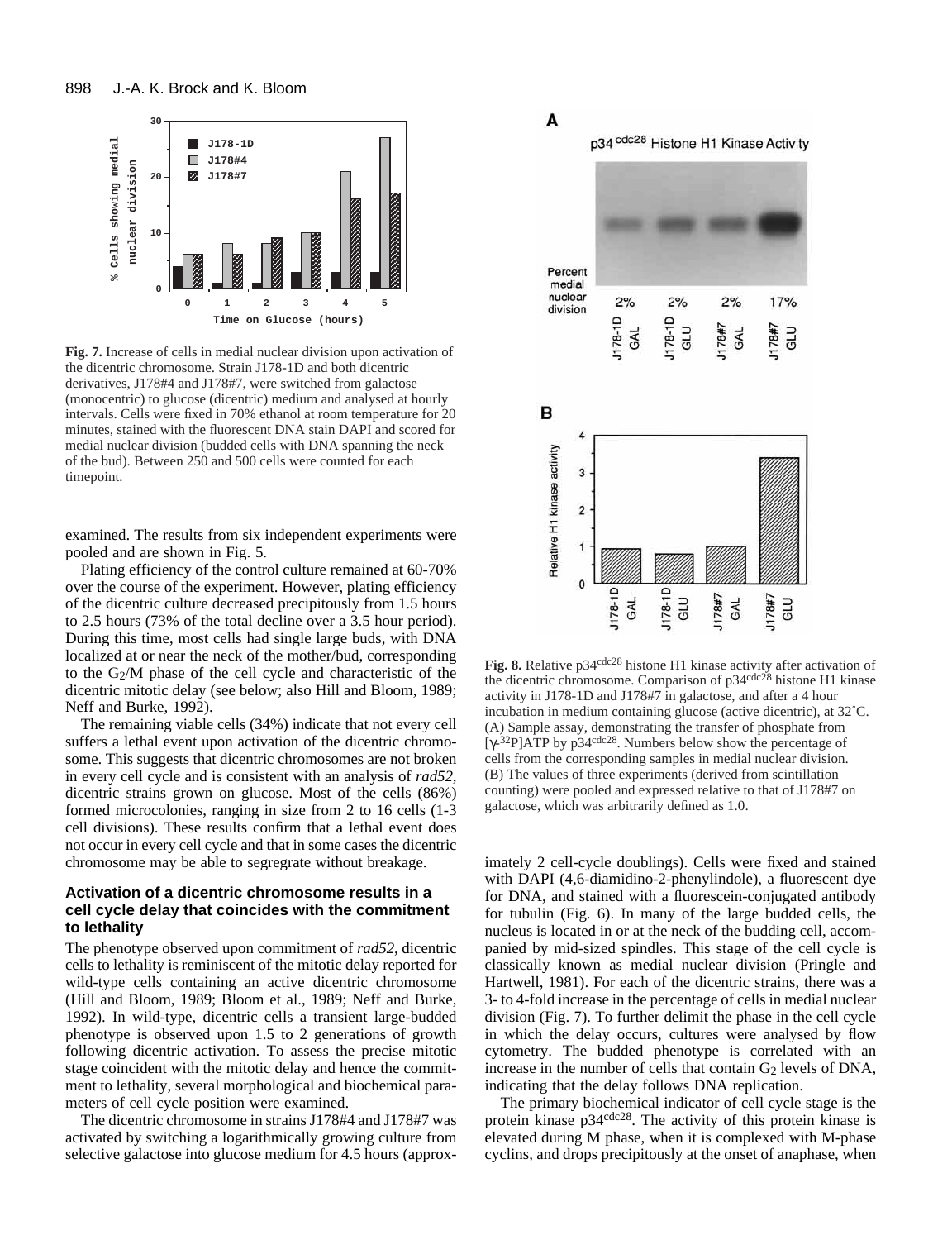30
J178-1D
J178#4
J178#7
% Cells showing medial nuclear division
20
10
0
0 1 2 3 4 5
Time on Glucose (hours)

**Fig. 7.** Increase of cells in medial nuclear division upon activation of the dicentric chromosome. Strain J178-1D and both dicentric derivatives, J178#4 and J178#7, were switched from galactose (monocentric) to glucose (dicentric) medium and analysed at hourly intervals. Cells were fixed in 70% ethanol at room temperature for 20 minutes, stained with the fluorescent DNA stain DAPI and scored for medial nuclear division (budded cells with DNA spanning the neck of the bud). Between 250 and 500 cells were counted for each timepoint.

examined. The results from six independent experiments were pooled and are shown in Fig. 5.

Plating efficiency of the control culture remained at 60-70% over the course of the experiment. However, plating efficiency of the dicentric culture decreased precipitously from 1.5 hours to 2.5 hours (73% of the total decline over a 3.5 hour period). During this time, most cells had single large buds, with DNA localized at or near the neck of the mother/bud, corresponding to the $G_2$/M phase of the cell cycle and characteristic of the dicentric mitotic delay (see below; also Hill and Bloom, 1989; Neff and Burke, 1992).

The remaining viable cells (34%) indicate that not every cell suffers a lethal event upon activation of the dicentric chromosome. This suggests that dicentric chromosomes are not broken in every cell cycle and is consistent with an analysis of *rad52*, dicentric strains grown on glucose. Most of the cells (86%) formed microcolonies, ranging in size from 2 to 16 cells (1-3 cell divisions). These results confirm that a lethal event does not occur in every cell cycle and that in some cases the dicentric chromosome may be able to segregrate without breakage.

### Activation of a dicentric chromosome results in a cell cycle delay that coincides with the commitment to lethality

The phenotype observed upon commitment of *rad52*, dicentric cells to lethality is reminiscent of the mitotic delay reported for wild-type cells containing an active dicentric chromosome (Hill and Bloom, 1989; Bloom et al., 1989; Neff and Burke, 1992). In wild-type, dicentric cells a transient large-budded phenotype is observed upon 1.5 to 2 generations of growth following dicentric activation. To assess the precise mitotic stage coincident with the mitotic delay and hence the commitment to lethality, several morphological and biochemical parameters of cell cycle position were examined.

The dicentric chromosome in strains J178#4 and J178#7 was activated by switching a logarithmically growing culture from selective galactose into glucose medium for 4.5 hours (approximately 2 cell-cycle doublings). Cells were fixed and stained with DAPI (4,6-diamidino-2-phenylindole), a fluorescent dye for DNA, and stained with a fluorescein-conjugated antibody for tubulin (Fig. 6). In many of the large budded cells, the nucleus is located in or at the neck of the budding cell, accompanied by mid-sized spindles. This stage of the cell cycle is classically known as medial nuclear division (Pringle and Hartwell, 1981). For each of the dicentric strains, there was a 3- to 4-fold increase in the percentage of cells in medial nuclear division (Fig. 7). To further delimit the phase in the cell cycle in which the delay occurs, cultures were analysed by flow cytometry. The budded phenotype is correlated with an increase in the number of cells that contain $G_2$ levels of DNA, indicating that the delay follows DNA replication.

The primary biochemical indicator of cell cycle stage is the protein kinase p34[cdc28]. The activity of this protein kinase is elevated during M phase, when it is complexed with M-phase cyclins, and drops precipitously at the onset of anaphase, when

A
p34[cdc28] Histone H1 Kinase Activity
Percent medial nuclear division
2% 2% 2% 17%
J178-1D GAL
J178-1D GLU
J178#7 GAL
J178#7 GLU

B
Relative H1 kinase activity
4
3
2
1
0
J178-1D GAL
J178-1D GLU
J178#7 GAL
J178#7 GLU

**Fig. 8.** Relative p34[cdc28] histone H1 kinase activity after activation of the dicentric chromosome. Comparison of p34[cdc28] histone H1 kinase activity in J178-1D and J178#7 in galactose, and after a 4 hour incubation in medium containing glucose (active dicentric), at 32˚C. (A) Sample assay, demonstrating the transfer of phosphate from [$\gamma$-$^{32}$P]ATP by p34[cdc28]. Numbers below show the percentage of cells from the corresponding samples in medial nuclear division. (B) The values of three experiments (derived from scintillation counting) were pooled and expressed relative to that of J178#7 on galactose, which was arbitrarily defined as 1.0.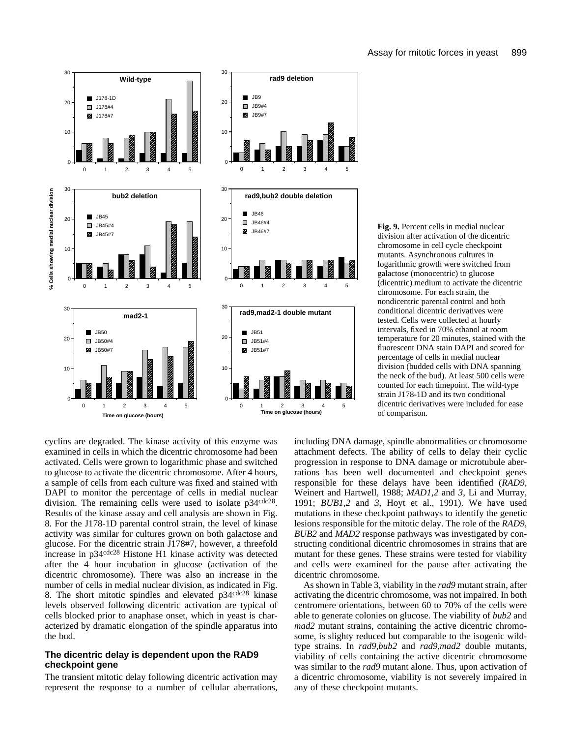Wild-type
J178-1D
J178#4
J178#7

rad9 deletion
JB9
JB9#4
JB9#7

bub2 deletion
JB45
JB45#4
JB45#7

rad9,bub2 double deletion
JB46
JB46#4
JB46#7

mad2-1
JB50
JB50#4
JB50#7

rad9,mad2-1 double mutant
JB51
JB51#4
JB51#7

% Cells showing medial nuclear division

Time on glucose (hours)

0 1 2 3 4 5

0 10 20 30

**Fig. 9.** Percent cells in medial nuclear division after activation of the dicentric chromosome in cell cycle checkpoint mutants. Asynchronous cultures in logarithmic growth were switched from galactose (monocentric) to glucose (dicentric) medium to activate the dicentric chromosome. For each strain, the nondicentric parental control and both conditional dicentric derivatives were tested. Cells were collected at hourly intervals, fixed in 70% ethanol at room temperature for 20 minutes, stained with the fluorescent DNA stain DAPI and scored for percentage of cells in medial nuclear division (budded cells with DNA spanning the neck of the bud). At least 500 cells were counted for each timepoint. The wild-type strain J178-1D and its two conditional dicentric derivatives were included for ease of comparison.

cyclins are degraded. The kinase activity of this enzyme was examined in cells in which the dicentric chromosome had been activated. Cells were grown to logarithmic phase and switched to glucose to activate the dicentric chromosome. After 4 hours, a sample of cells from each culture was fixed and stained with DAPI to monitor the percentage of cells in medial nuclear division. The remaining cells were used to isolate p34[cdc28]. Results of the kinase assay and cell analysis are shown in Fig. 8. For the J178-1D parental control strain, the level of kinase activity was similar for cultures grown on both galactose and glucose. For the dicentric strain J178#7, however, a threefold increase in p34[cdc28] Histone H1 kinase activity was detected after the 4 hour incubation in glucose (activation of the dicentric chromosome). There was also an increase in the number of cells in medial nuclear division, as indicated in Fig. 8. The short mitotic spindles and elevated p34[cdc28] kinase levels observed following dicentric activation are typical of cells blocked prior to anaphase onset, which in yeast is characterized by dramatic elongation of the spindle apparatus into the bud.

## The dicentric delay is dependent upon the RAD9 checkpoint gene

The transient mitotic delay following dicentric activation may represent the response to a number of cellular aberrations, including DNA damage, spindle abnormalities or chromosome attachment defects. The ability of cells to delay their cyclic progression in response to DNA damage or microtubule aberrations has been well documented and checkpoint genes responsible for these delays have been identified (*RAD9*, Weinert and Hartwell, 1988; *MAD1,2* and *3*, Li and Murray, 1991; *BUB1,2* and *3*, Hoyt et al., 1991). We have used mutations in these checkpoint pathways to identify the genetic lesions responsible for the mitotic delay. The role of the *RAD9*, *BUB2* and *MAD2* response pathways was investigated by constructing conditional dicentric chromosomes in strains that are mutant for these genes. These strains were tested for viability and cells were examined for the pause after activating the dicentric chromosome.

As shown in Table 3, viability in the *rad9* mutant strain, after activating the dicentric chromosome, was not impaired. In both centromere orientations, between 60 to 70% of the cells were able to generate colonies on glucose. The viability of *bub2* and *mad2* mutant strains, containing the active dicentric chromosome, is slighty reduced but comparable to the isogenic wild-type strains. In *rad9,bub2* and *rad9,mad2* double mutants, viability of cells containing the active dicentric chromosome was similar to the *rad9* mutant alone. Thus, upon activation of a dicentric chromosome, viability is not severely impaired in any of these checkpoint mutants.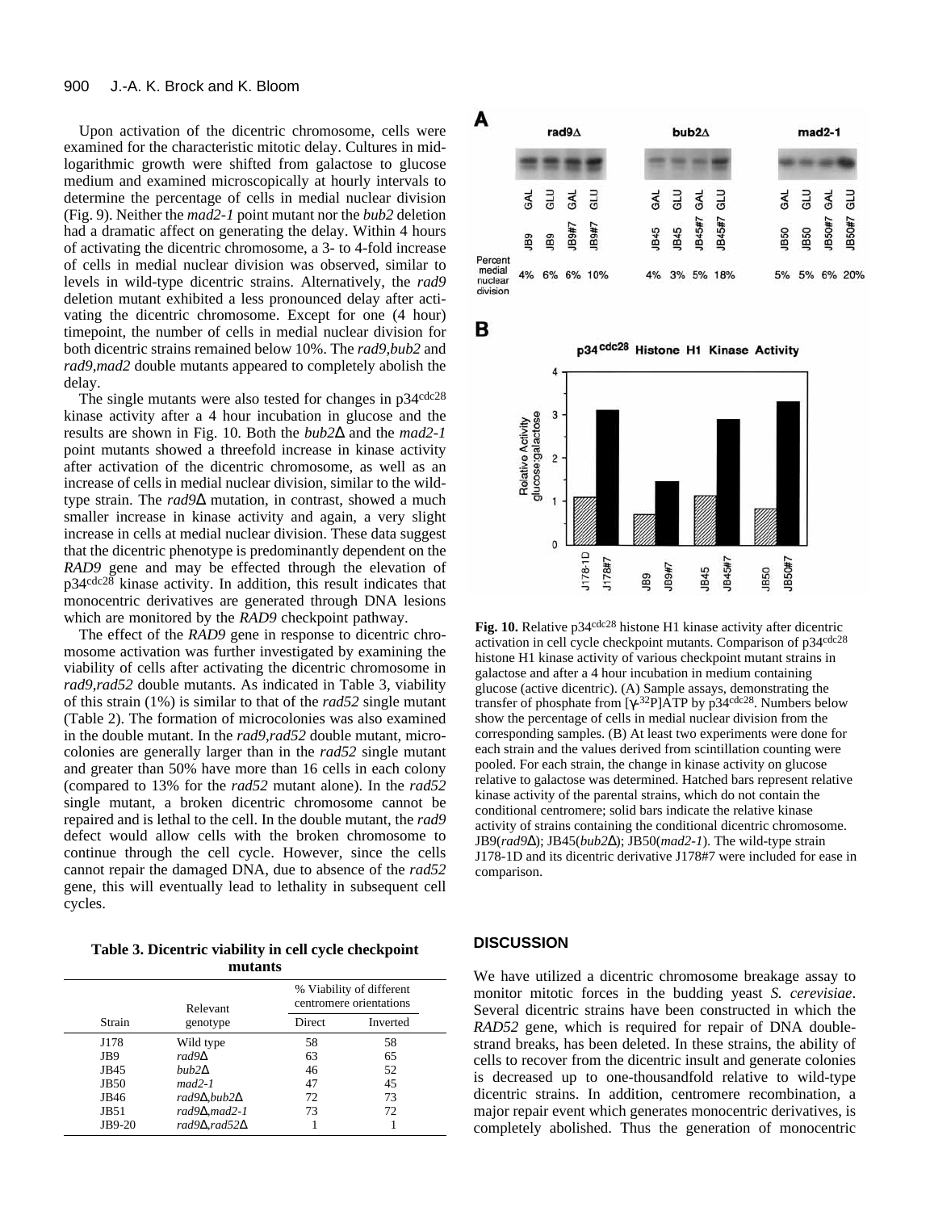Upon activation of the dicentric chromosome, cells were examined for the characteristic mitotic delay. Cultures in mid-logarithmic growth were shifted from galactose to glucose medium and examined microscopically at hourly intervals to determine the percentage of cells in medial nuclear division (Fig. 9). Neither the *mad2-1* point mutant nor the *bub2* deletion had a dramatic affect on generating the delay. Within 4 hours of activating the dicentric chromosome, a 3- to 4-fold increase of cells in medial nuclear division was observed, similar to levels in wild-type dicentric strains. Alternatively, the *rad9* deletion mutant exhibited a less pronounced delay after activating the dicentric chromosome. Except for one (4 hour) timepoint, the number of cells in medial nuclear division for both dicentric strains remained below 10%. The *rad9,bub2* and *rad9,mad2* double mutants appeared to completely abolish the delay.

The single mutants were also tested for changes in p34$^{cdc28}$ kinase activity after a 4 hour incubation in glucose and the results are shown in Fig. 10. Both the *bub2*Δ and the *mad2-1* point mutants showed a threefold increase in kinase activity after activation of the dicentric chromosome, as well as an increase of cells in medial nuclear division, similar to the wild-type strain. The *rad9*Δ mutation, in contrast, showed a much smaller increase in kinase activity and again, a very slight increase in cells at medial nuclear division. These data suggest that the dicentric phenotype is predominantly dependent on the *RAD9* gene and may be effected through the elevation of p34$^{cdc28}$ kinase activity. In addition, this result indicates that monocentric derivatives are generated through DNA lesions which are monitored by the *RAD9* checkpoint pathway.

The effect of the *RAD9* gene in response to dicentric chromosome activation was further investigated by examining the viability of cells after activating the dicentric chromosome in *rad9,rad52* double mutants. As indicated in Table 3, viability of this strain (1%) is similar to that of the *rad52* single mutant (Table 2). The formation of microcolonies was also examined in the double mutant. In the *rad9,rad52* double mutant, microcolonies are generally larger than in the *rad52* single mutant and greater than 50% have more than 16 cells in each colony (compared to 13% for the *rad52* mutant alone). In the *rad52* single mutant, a broken dicentric chromosome cannot be repaired and is lethal to the cell. In the double mutant, the *rad9* defect would allow cells with the broken chromosome to continue through the cell cycle. However, since the cells cannot repair the damaged DNA, due to absence of the *rad52* gene, this will eventually lead to lethality in subsequent cell cycles.

**Table 3. Dicentric viability in cell cycle checkpoint mutants**

| Strain | Relevant genotype | % Viability of different centromere orientations | |
|---|---|---|---|
| | | Direct | Inverted |
| J178 | Wild type | 58 | 58 |
| JB9 | *rad9*Δ | 63 | 65 |
| JB45 | *bub2*Δ | 46 | 52 |
| JB50 | *mad2-1* | 47 | 45 |
| JB46 | *rad9*Δ,*bub2*Δ | 72 | 73 |
| JB51 | *rad9*Δ,*mad2-1* | 73 | 72 |
| JB9-20 | *rad9*Δ,*rad52*Δ | 1 | 1 |

A

rad9Δ   bub2Δ   mad2-1

JB9 GAL   JB9 GLU   JB9#7 GAL   JB9#7 GLU   JB45 GAL   JB45 GLU   JB45#7 GAL   JB45#7 GLU   JB50 GAL   JB50 GLU   JB50#7 GAL   JB50#7 GLU

Percent medial nuclear division   4%   6%   6%   10%   4%   3%   5%   18%   5%   5%   6%   20%

B

p34$^{cdc28}$ Histone H1 Kinase Activity

Relative Activity glucose:galactose

0 1 2 3 4

J178-1D   J178#7   JB9   JB9#7   JB45   JB45#7   JB50   JB50#7

**Fig. 10.** Relative p34$^{cdc28}$ histone H1 kinase activity after dicentric activation in cell cycle checkpoint mutants. Comparison of p34$^{cdc28}$ histone H1 kinase activity of various checkpoint mutant strains in galactose and after a 4 hour incubation in medium containing glucose (active dicentric). (A) Sample assays, demonstrating the transfer of phosphate from [γ-$^{32}$P]ATP by p34$^{cdc28}$. Numbers below show the percentage of cells in medial nuclear division from the corresponding samples. (B) At least two experiments were done for each strain and the values derived from scintillation counting were pooled. For each strain, the change in kinase activity on glucose relative to galactose was determined. Hatched bars represent relative kinase activity of the parental strains, which do not contain the conditional centromere; solid bars indicate the relative kinase activity of strains containing the conditional dicentric chromosome. JB9(*rad9*Δ); JB45(*bub2*Δ); JB50(*mad2-1*). The wild-type strain J178-1D and its dicentric derivative J178#7 were included for ease in comparison.

## DISCUSSION

We have utilized a dicentric chromosome breakage assay to monitor mitotic forces in the budding yeast *S. cerevisiae*. Several dicentric strains have been constructed in which the *RAD52* gene, which is required for repair of DNA double-strand breaks, has been deleted. In these strains, the ability of cells to recover from the dicentric insult and generate colonies is decreased up to one-thousandfold relative to wild-type dicentric strains. In addition, centromere recombination, a major repair event which generates monocentric derivatives, is completely abolished. Thus the generation of monocentric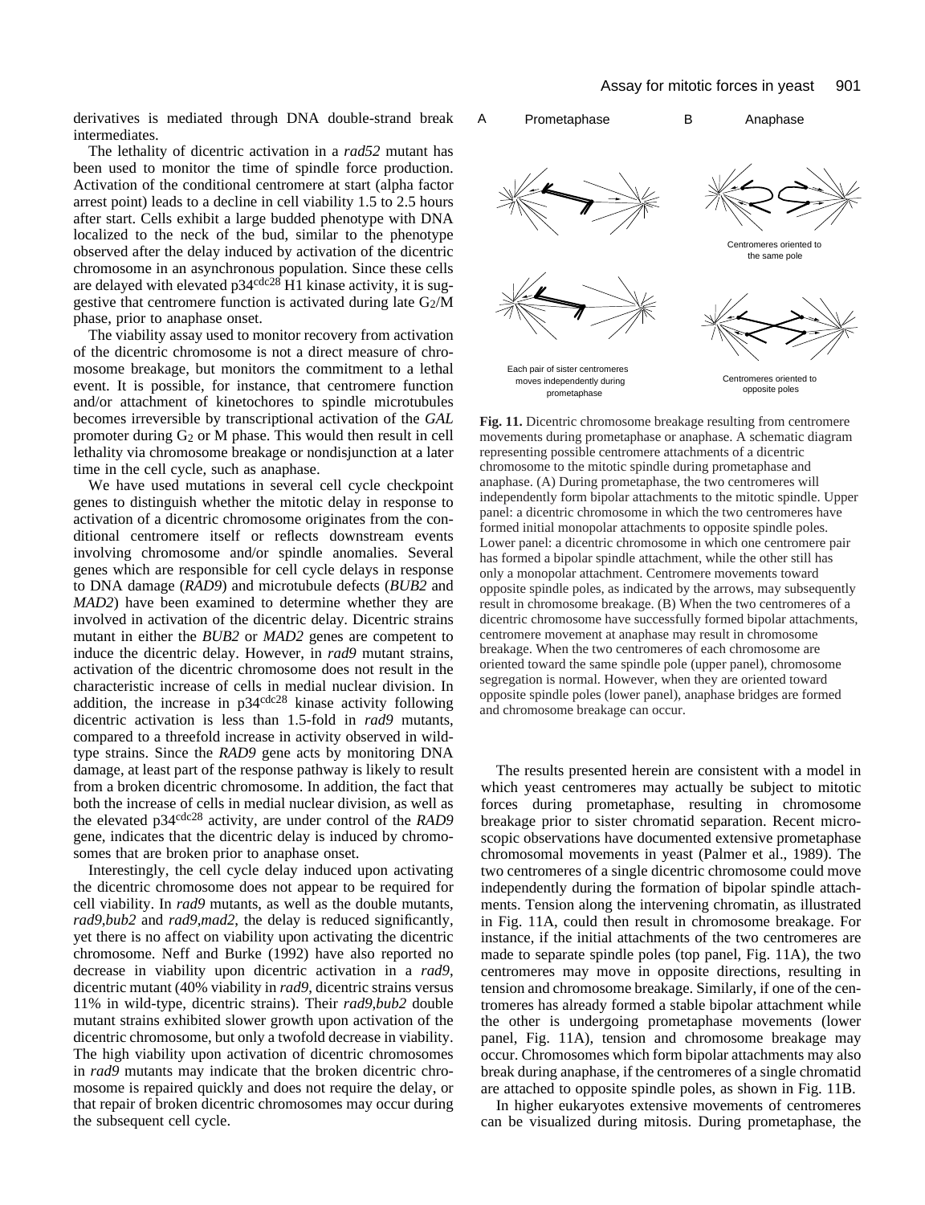derivatives is mediated through DNA double-strand break intermediates.

The lethality of dicentric activation in a *rad52* mutant has been used to monitor the time of spindle force production. Activation of the conditional centromere at start (alpha factor arrest point) leads to a decline in cell viability 1.5 to 2.5 hours after start. Cells exhibit a large budded phenotype with DNA localized to the neck of the bud, similar to the phenotype observed after the delay induced by activation of the dicentric chromosome in an asynchronous population. Since these cells are delayed with elevated p34$^{cdc28}$ H1 kinase activity, it is suggestive that centromere function is activated during late $G_2$/M phase, prior to anaphase onset.

The viability assay used to monitor recovery from activation of the dicentric chromosome is not a direct measure of chromosome breakage, but monitors the commitment to a lethal event. It is possible, for instance, that centromere function and/or attachment of kinetochores to spindle microtubules becomes irreversible by transcriptional activation of the *GAL* promoter during $G_2$ or M phase. This would then result in cell lethality via chromosome breakage or nondisjunction at a later time in the cell cycle, such as anaphase.

We have used mutations in several cell cycle checkpoint genes to distinguish whether the mitotic delay in response to activation of a dicentric chromosome originates from the conditional centromere itself or reflects downstream events involving chromosome and/or spindle anomalies. Several genes which are responsible for cell cycle delays in response to DNA damage (*RAD9*) and microtubule defects (*BUB2* and *MAD2*) have been examined to determine whether they are involved in activation of the dicentric delay. Dicentric strains mutant in either the *BUB2* or *MAD2* genes are competent to induce the dicentric delay. However, in *rad9* mutant strains, activation of the dicentric chromosome does not result in the characteristic increase of cells in medial nuclear division. In addition, the increase in p34$^{cdc28}$ kinase activity following dicentric activation is less than 1.5-fold in *rad9* mutants, compared to a threefold increase in activity observed in wild-type strains. Since the *RAD9* gene acts by monitoring DNA damage, at least part of the response pathway is likely to result from a broken dicentric chromosome. In addition, the fact that both the increase of cells in medial nuclear division, as well as the elevated p34$^{cdc28}$ activity, are under control of the *RAD9* gene, indicates that the dicentric delay is induced by chromosomes that are broken prior to anaphase onset.

Interestingly, the cell cycle delay induced upon activating the dicentric chromosome does not appear to be required for cell viability. In *rad9* mutants, as well as the double mutants, *rad9,bub2* and *rad9,mad2*, the delay is reduced significantly, yet there is no affect on viability upon activating the dicentric chromosome. Neff and Burke (1992) have also reported no decrease in viability upon dicentric activation in a *rad9*, dicentric mutant (40% viability in *rad9*, dicentric strains versus 11% in wild-type, dicentric strains). Their *rad9,bub2* double mutant strains exhibited slower growth upon activation of the dicentric chromosome, but only a twofold decrease in viability. The high viability upon activation of dicentric chromosomes in *rad9* mutants may indicate that the broken dicentric chromosome is repaired quickly and does not require the delay, or that repair of broken dicentric chromosomes may occur during the subsequent cell cycle.

A Prometaphase
B Anaphase

Centromeres oriented to the same pole

Each pair of sister centromeres moves independently during prometaphase

Centromeres oriented to opposite poles

**Fig. 11.** Dicentric chromosome breakage resulting from centromere movements during prometaphase or anaphase. A schematic diagram representing possible centromere attachments of a dicentric chromosome to the mitotic spindle during prometaphase and anaphase. (A) During prometaphase, the two centromeres will independently form bipolar attachments to the mitotic spindle. Upper panel: a dicentric chromosome in which the two centromeres have formed initial monopolar attachments to opposite spindle poles. Lower panel: a dicentric chromosome in which one centromere pair has formed a bipolar spindle attachment, while the other still has only a monopolar attachment. Centromere movements toward opposite spindle poles, as indicated by the arrows, may subsequently result in chromosome breakage. (B) When the two centromeres of a dicentric chromosome have successfully formed bipolar attachments, centromere movement at anaphase may result in chromosome breakage. When the two centromeres of each chromosome are oriented toward the same spindle pole (upper panel), chromosome segregation is normal. However, when they are oriented toward opposite spindle poles (lower panel), anaphase bridges are formed and chromosome breakage can occur.

The results presented herein are consistent with a model in which yeast centromeres may actually be subject to mitotic forces during prometaphase, resulting in chromosome breakage prior to sister chromatid separation. Recent microscopic observations have documented extensive prometaphase chromosomal movements in yeast (Palmer et al., 1989). The two centromeres of a single dicentric chromosome could move independently during the formation of bipolar spindle attachments. Tension along the intervening chromatin, as illustrated in Fig. 11A, could then result in chromosome breakage. For instance, if the initial attachments of the two centromeres are made to separate spindle poles (top panel, Fig. 11A), the two centromeres may move in opposite directions, resulting in tension and chromosome breakage. Similarly, if one of the centromeres has already formed a stable bipolar attachment while the other is undergoing prometaphase movements (lower panel, Fig. 11A), tension and chromosome breakage may occur. Chromosomes which form bipolar attachments may also break during anaphase, if the centromeres of a single chromatid are attached to opposite spindle poles, as shown in Fig. 11B.

In higher eukaryotes extensive movements of centromeres can be visualized during mitosis. During prometaphase, the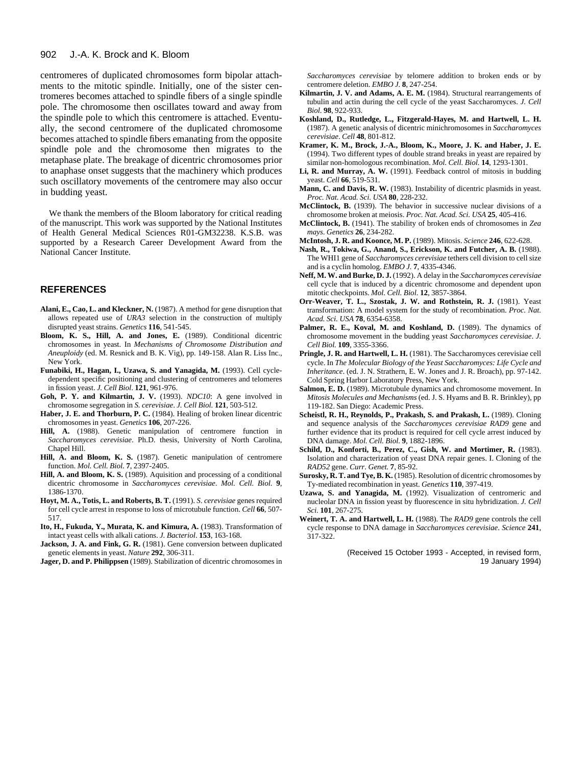centromeres of duplicated chromosomes form bipolar attachments to the mitotic spindle. Initially, one of the sister centromeres becomes attached to spindle fibers of a single spindle pole. The chromosome then oscillates toward and away from the spindle pole to which this centromere is attached. Eventually, the second centromere of the duplicated chromosome becomes attached to spindle fibers emanating from the opposite spindle pole and the chromosome then migrates to the metaphase plate. The breakage of dicentric chromosomes prior to anaphase onset suggests that the machinery which produces such oscillatory movements of the centromere may also occur in budding yeast.

We thank the members of the Bloom laboratory for critical reading of the manuscript. This work was supported by the National Institutes of Health General Medical Sciences R01-GM32238. K.S.B. was supported by a Research Career Development Award from the National Cancer Institute.

## REFERENCES

**Alani, E., Cao, L. and Kleckner, N.** (1987). A method for gene disruption that allows repeated use of *URA3* selection in the construction of multiply disrupted yeast strains. *Genetics* **116**, 541-545.

**Bloom, K. S., Hill, A. and Jones, E.** (1989). Conditional dicentric chromosomes in yeast. In *Mechanisms of Chromosome Distribution and Aneuploidy* (ed. M. Resnick and B. K. Vig), pp. 149-158. Alan R. Liss Inc., New York.

**Funabiki, H., Hagan, I., Uzawa, S. and Yanagida, M.** (1993). Cell cycle-dependent specific positioning and clustering of centromeres and telomeres in fission yeast. *J. Cell Biol*. **121**, 961-976.

**Goh, P. Y. and Kilmartin, J. V.** (1993). *NDC10*: A gene involved in chromosome segregation in *S. cerevisiae*. *J. Cell Biol.* **121**, 503-512.

**Haber, J. E. and Thorburn, P. C.** (1984). Healing of broken linear dicentric chromosomes in yeast. *Genetics* **106**, 207-226.

**Hill, A.** (1988). Genetic manipulation of centromere function in *Saccharomyces cerevisiae*. Ph.D. thesis, University of North Carolina, Chapel Hill.

**Hill, A. and Bloom, K. S.** (1987). Genetic manipulation of centromere function. *Mol. Cell. Biol.* **7**, 2397-2405.

**Hill, A. and Bloom, K. S.** (1989). Aquisition and processing of a conditional dicentric chromosome in *Saccharomyces cerevisiae*. *Mol. Cell. Biol.* **9**, 1386-1370.

**Hoyt, M. A., Totis, L. and Roberts, B. T.** (1991). *S. cerevisiae* genes required for cell cycle arrest in response to loss of microtubule function. *Cell* **66**, 507-517.

**Ito, H., Fukuda, Y., Murata, K. and Kimura, A.** (1983). Transformation of intact yeast cells with alkali cations. *J. Bacteriol*. **153**, 163-168.

**Jackson, J. A. and Fink, G. R.** (1981). Gene conversion between duplicated genetic elements in yeast. *Nature* **292**, 306-311.

**Jager, D. and P. Philippsen** (1989). Stabilization of dicentric chromosomes in *Saccharomyces cerevisiae* by telomere addition to broken ends or by centromere deletion. *EMBO J.* **8**, 247-254.

**Kilmartin, J. V. and Adams, A. E. M.** (1984). Structural rearrangements of tubulin and actin during the cell cycle of the yeast Saccharomyces. *J. Cell Biol.* **98**, 922-933.

**Koshland, D., Rutledge, L., Fitzgerald-Hayes, M. and Hartwell, L. H.** (1987). A genetic analysis of dicentric minichromosomes in *Saccharomyces cerevisiae*. *Cell* **48**, 801-812.

**Kramer, K. M., Brock, J.-A., Bloom, K., Moore, J. K. and Haber, J. E.** (1994). Two different types of double strand breaks in yeast are repaired by similar non-homologous recombination. *Mol. Cell. Biol.* **14**, 1293-1301.

**Li, R. and Murray, A. W.** (1991). Feedback control of mitosis in budding yeast. *Cell* **66**, 519-531.

**Mann, C. and Davis, R. W.** (1983). Instability of dicentric plasmids in yeast. *Proc. Nat. Acad. Sci. USA* **80**, 228-232.

**McClintock, B.** (1939). The behavior in successive nuclear divisions of a chromosome broken at meiosis. *Proc. Nat. Acad. Sci. USA* **25**, 405-416.

**McClintock, B.** (1941). The stability of broken ends of chromosomes in *Zea mays*. *Genetics* **26**, 234-282.

**McIntosh, J. R. and Koonce, M. P.** (1989). Mitosis. *Science* **246**, 622-628.

**Nash, R., Tokiwa, G., Anand, S., Erickson, K. and Futcher, A. B.** (1988). The WHI1 gene of *Saccharomyces cerevisiae* tethers cell division to cell size and is a cyclin homolog. *EMBO J.* **7**, 4335-4346.

**Neff, M. W. and Burke, D. J.** (1992). A delay in the *Saccharomyces cerevisiae* cell cycle that is induced by a dicentric chromosome and dependent upon mitotic checkpoints. *Mol. Cell. Biol.* **12**, 3857-3864.

**Orr-Weaver, T. L., Szostak, J. W. and Rothstein, R. J.** (1981). Yeast transformation: A model system for the study of recombination. *Proc. Nat. Acad. Sci. USA* **78**, 6354-6358.

**Palmer, R. E., Koval, M. and Koshland, D.** (1989). The dynamics of chromosome movement in the budding yeast *Saccharomyces cerevisiae*. *J. Cell Biol.* **109**, 3355-3366.

**Pringle, J. R. and Hartwell, L. H.** (1981). The Saccharomyces cerevisiae cell cycle. In *The Molecular Biology of the Yeast Saccharomyces: Life Cycle and Inheritance*. (ed. J. N. Strathern, E. W. Jones and J. R. Broach), pp. 97-142. Cold Spring Harbor Laboratory Press, New York.

**Salmon, E. D.** (1989). Microtubule dynamics and chromosome movement. In *Mitosis Molecules and Mechanisms* (ed. J. S. Hyams and B. R. Brinkley), pp 119-182. San Diego: Academic Press.

**Scheistl, R. H., Reynolds, P., Prakash, S. and Prakash, L.** (1989). Cloning and sequence analysis of the *Saccharomyces cerevisiae RAD9* gene and further evidence that its product is required for cell cycle arrest induced by DNA damage. *Mol. Cell. Biol.* **9**, 1882-1896.

**Schild, D., Konforti, B., Perez, C., Gish, W. and Mortimer, R.** (1983). Isolation and characterization of yeast DNA repair genes. I. Cloning of the *RAD52* gene. *Curr. Genet.* **7**, 85-92.

**Surosky, R. T. and Tye, B. K.** (1985). Resolution of dicentric chromosomes by Ty-mediated recombination in yeast. *Genetics* **110**, 397-419.

**Uzawa, S. and Yanagida, M.** (1992). Visualization of centromeric and nucleolar DNA in fission yeast by fluorescence in situ hybridization. *J. Cell Sci.* **101**, 267-275.

**Weinert, T. A. and Hartwell, L. H.** (1988). The *RAD9* gene controls the cell cycle response to DNA damage in *Saccharomyces cerevisiae*. *Science* **241**, 317-322.

(Received 15 October 1993 - Accepted, in revised form, 19 January 1994)